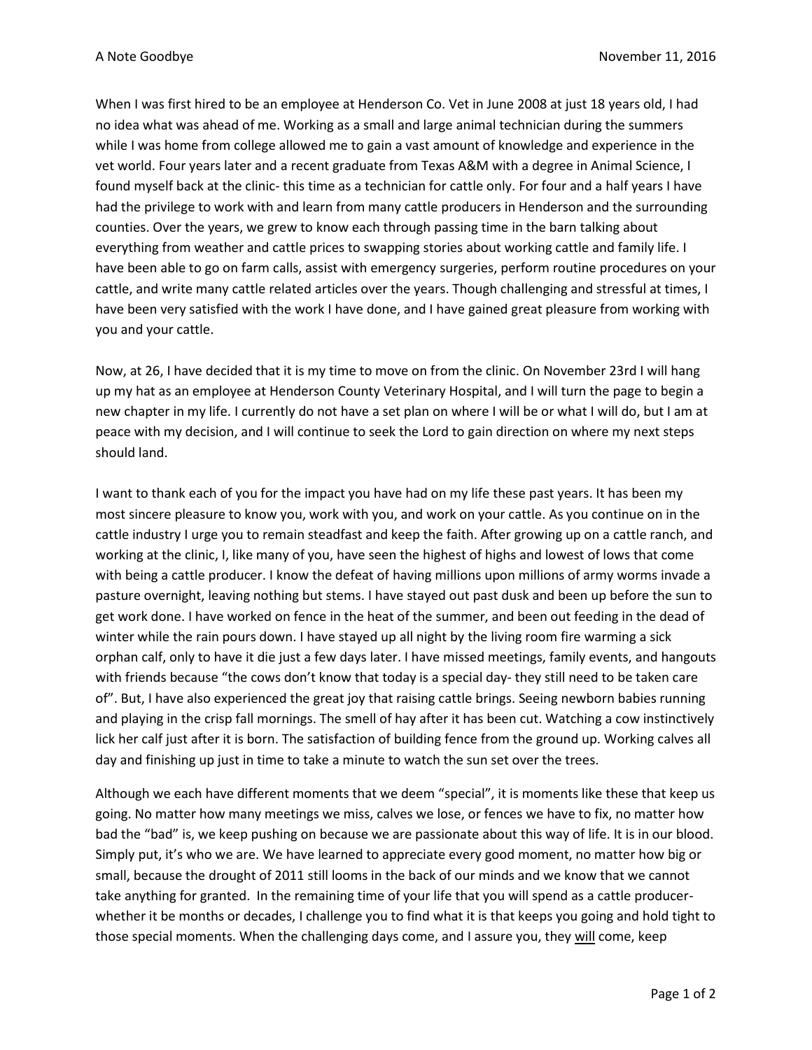A Note Goodbye November 11, 2016

When I was first hired to be an employee at Henderson Co. Vet in June 2008 at just 18 years old, I had no idea what was ahead of me. Working as a small and large animal technician during the summers while I was home from college allowed me to gain a vast amount of knowledge and experience in the vet world. Four years later and a recent graduate from Texas A&M with a degree in Animal Science, I found myself back at the clinic- this time as a technician for cattle only. For four and a half years I have had the privilege to work with and learn from many cattle producers in Henderson and the surrounding counties. Over the years, we grew to know each through passing time in the barn talking about everything from weather and cattle prices to swapping stories about working cattle and family life. I have been able to go on farm calls, assist with emergency surgeries, perform routine procedures on your cattle, and write many cattle related articles over the years. Though challenging and stressful at times, I have been very satisfied with the work I have done, and I have gained great pleasure from working with you and your cattle.

Now, at 26, I have decided that it is my time to move on from the clinic. On November 23rd I will hang up my hat as an employee at Henderson County Veterinary Hospital, and I will turn the page to begin a new chapter in my life. I currently do not have a set plan on where I will be or what I will do, but I am at peace with my decision, and I will continue to seek the Lord to gain direction on where my next steps should land.

I want to thank each of you for the impact you have had on my life these past years. It has been my most sincere pleasure to know you, work with you, and work on your cattle. As you continue on in the cattle industry I urge you to remain steadfast and keep the faith. After growing up on a cattle ranch, and working at the clinic, I, like many of you, have seen the highest of highs and lowest of lows that come with being a cattle producer. I know the defeat of having millions upon millions of army worms invade a pasture overnight, leaving nothing but stems. I have stayed out past dusk and been up before the sun to get work done. I have worked on fence in the heat of the summer, and been out feeding in the dead of winter while the rain pours down. I have stayed up all night by the living room fire warming a sick orphan calf, only to have it die just a few days later. I have missed meetings, family events, and hangouts with friends because "the cows don't know that today is a special day- they still need to be taken care of". But, I have also experienced the great joy that raising cattle brings. Seeing newborn babies running and playing in the crisp fall mornings. The smell of hay after it has been cut. Watching a cow instinctively lick her calf just after it is born. The satisfaction of building fence from the ground up. Working calves all day and finishing up just in time to take a minute to watch the sun set over the trees.

Although we each have different moments that we deem "special", it is moments like these that keep us going. No matter how many meetings we miss, calves we lose, or fences we have to fix, no matter how bad the "bad" is, we keep pushing on because we are passionate about this way of life. It is in our blood. Simply put, it's who we are. We have learned to appreciate every good moment, no matter how big or small, because the drought of 2011 still looms in the back of our minds and we know that we cannot take anything for granted. In the remaining time of your life that you will spend as a cattle producer- whether it be months or decades, I challenge you to find what it is that keeps you going and hold tight to those special moments. When the challenging days come, and I assure you, they <u>will</u> come, keep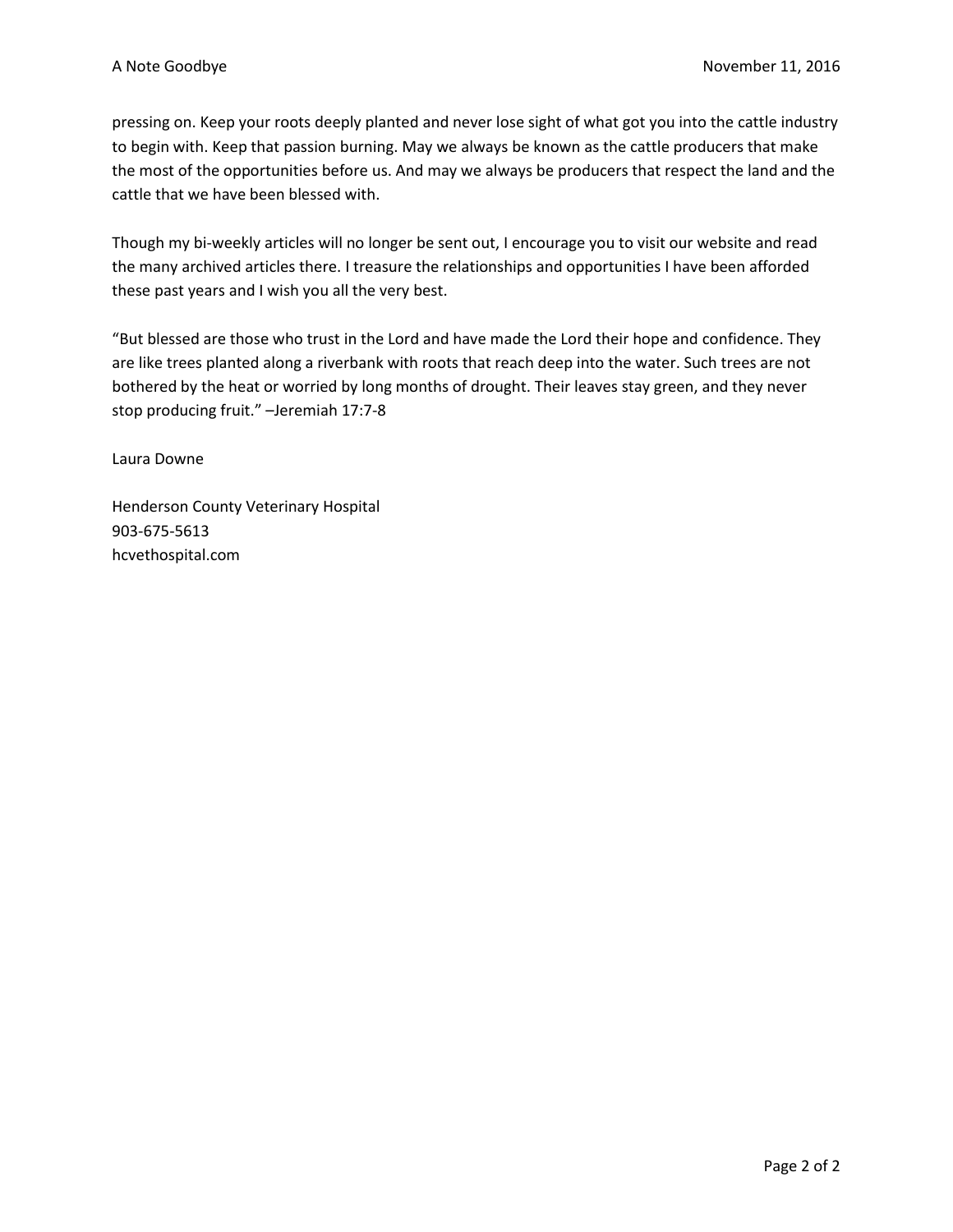pressing on. Keep your roots deeply planted and never lose sight of what got you into the cattle industry to begin with. Keep that passion burning. May we always be known as the cattle producers that make the most of the opportunities before us. And may we always be producers that respect the land and the cattle that we have been blessed with.

Though my bi-weekly articles will no longer be sent out, I encourage you to visit our website and read the many archived articles there. I treasure the relationships and opportunities I have been afforded these past years and I wish you all the very best.

"But blessed are those who trust in the Lord and have made the Lord their hope and confidence. They are like trees planted along a riverbank with roots that reach deep into the water. Such trees are not bothered by the heat or worried by long months of drought. Their leaves stay green, and they never stop producing fruit." –Jeremiah 17:7-8

Laura Downe

Henderson County Veterinary Hospital
903-675-5613
hcvethospital.com